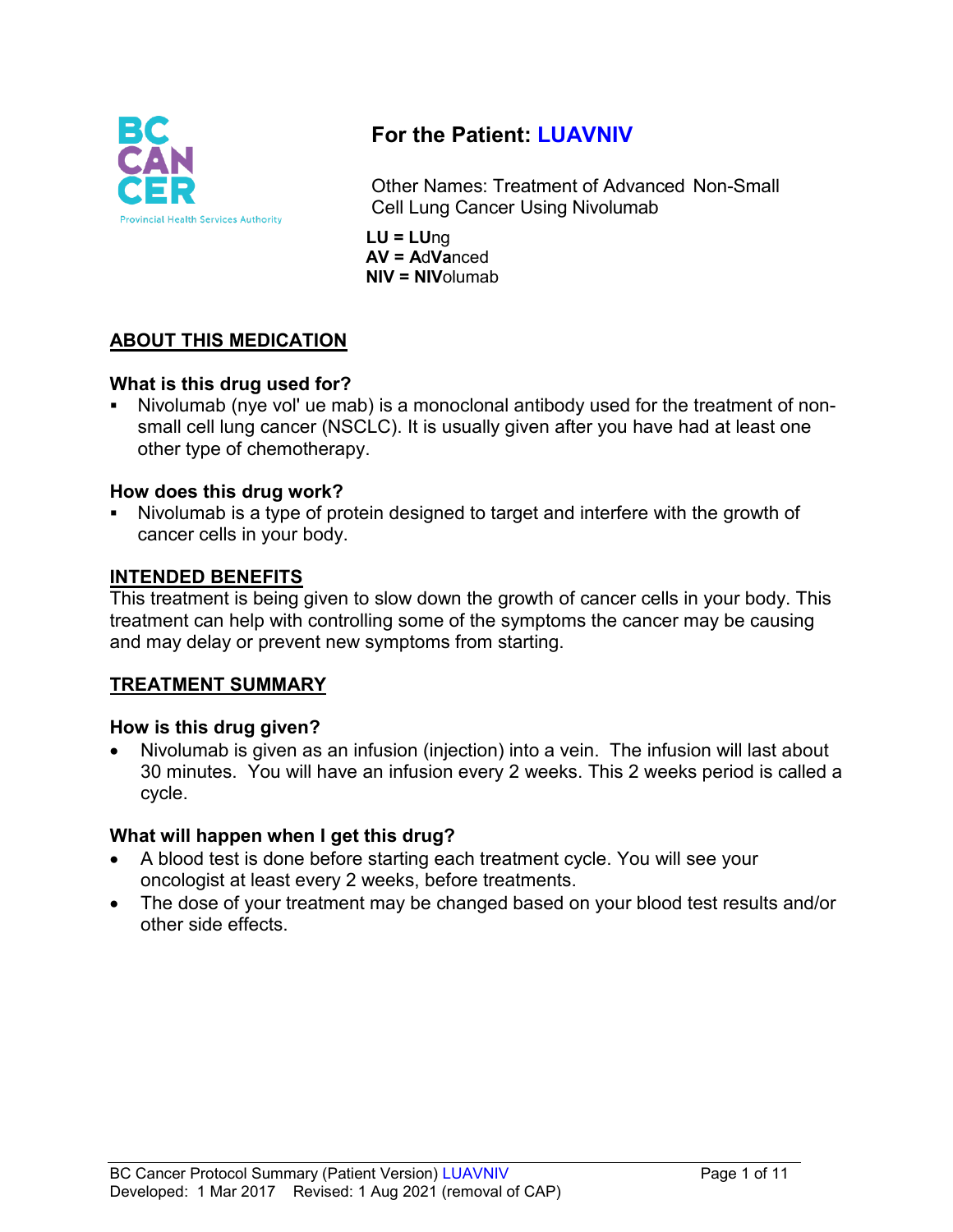# For the Patient: LUAVNIV

Other Names: Treatment of Advanced Non-Small Cell Lung Cancer Using Nivolumab

**LU = LU**ng
**AV = A**d**Va**nced
**NIV = NIV**olumab

## ABOUT THIS MEDICATION

### What is this drug used for?

- Nivolumab (nye vol' ue mab) is a monoclonal antibody used for the treatment of non-small cell lung cancer (NSCLC). It is usually given after you have had at least one other type of chemotherapy.

### How does this drug work?

- Nivolumab is a type of protein designed to target and interfere with the growth of cancer cells in your body.

## INTENDED BENEFITS

This treatment is being given to slow down the growth of cancer cells in your body. This treatment can help with controlling some of the symptoms the cancer may be causing and may delay or prevent new symptoms from starting.

## TREATMENT SUMMARY

### How is this drug given?

- Nivolumab is given as an infusion (injection) into a vein. The infusion will last about 30 minutes. You will have an infusion every 2 weeks. This 2 weeks period is called a cycle.

### What will happen when I get this drug?

- A blood test is done before starting each treatment cycle. You will see your oncologist at least every 2 weeks, before treatments.
- The dose of your treatment may be changed based on your blood test results and/or other side effects.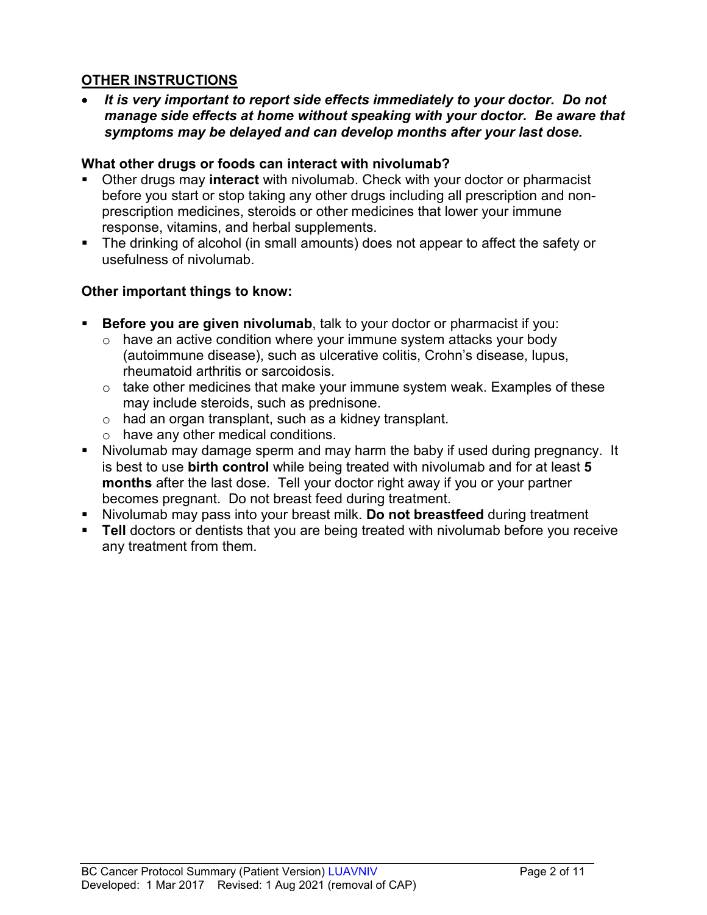## OTHER INSTRUCTIONS

- ***It is very important to report side effects immediately to your doctor. Do not manage side effects at home without speaking with your doctor. Be aware that symptoms may be delayed and can develop months after your last dose.***

**What other drugs or foods can interact with nivolumab?**

- Other drugs may **interact** with nivolumab. Check with your doctor or pharmacist before you start or stop taking any other drugs including all prescription and non-prescription medicines, steroids or other medicines that lower your immune response, vitamins, and herbal supplements.
- The drinking of alcohol (in small amounts) does not appear to affect the safety or usefulness of nivolumab.

**Other important things to know:**

- **Before you are given nivolumab**, talk to your doctor or pharmacist if you:
  - have an active condition where your immune system attacks your body (autoimmune disease), such as ulcerative colitis, Crohn's disease, lupus, rheumatoid arthritis or sarcoidosis.
  - take other medicines that make your immune system weak. Examples of these may include steroids, such as prednisone.
  - had an organ transplant, such as a kidney transplant.
  - have any other medical conditions.
- Nivolumab may damage sperm and may harm the baby if used during pregnancy. It is best to use **birth control** while being treated with nivolumab and for at least **5 months** after the last dose. Tell your doctor right away if you or your partner becomes pregnant. Do not breast feed during treatment.
- Nivolumab may pass into your breast milk. **Do not breastfeed** during treatment
- **Tell** doctors or dentists that you are being treated with nivolumab before you receive any treatment from them.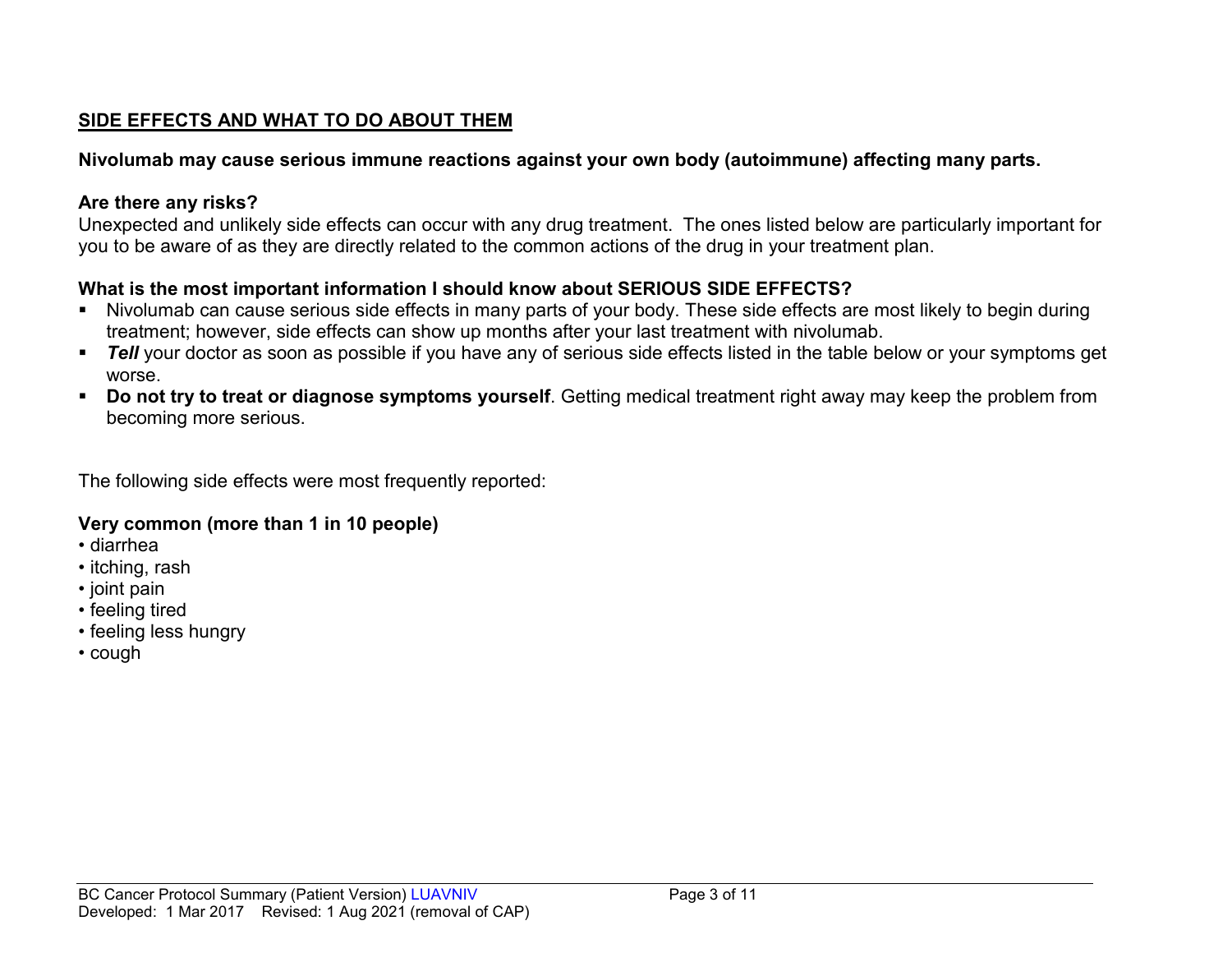## SIDE EFFECTS AND WHAT TO DO ABOUT THEM

**Nivolumab may cause serious immune reactions against your own body (autoimmune) affecting many parts.**

**Are there any risks?**
Unexpected and unlikely side effects can occur with any drug treatment. The ones listed below are particularly important for you to be aware of as they are directly related to the common actions of the drug in your treatment plan.

**What is the most important information I should know about SERIOUS SIDE EFFECTS?**

- Nivolumab can cause serious side effects in many parts of your body. These side effects are most likely to begin during treatment; however, side effects can show up months after your last treatment with nivolumab.
- ***Tell*** your doctor as soon as possible if you have any of serious side effects listed in the table below or your symptoms get worse.
- **Do not try to treat or diagnose symptoms yourself**. Getting medical treatment right away may keep the problem from becoming more serious.

The following side effects were most frequently reported:

**Very common (more than 1 in 10 people)**

- diarrhea
- itching, rash
- joint pain
- feeling tired
- feeling less hungry
- cough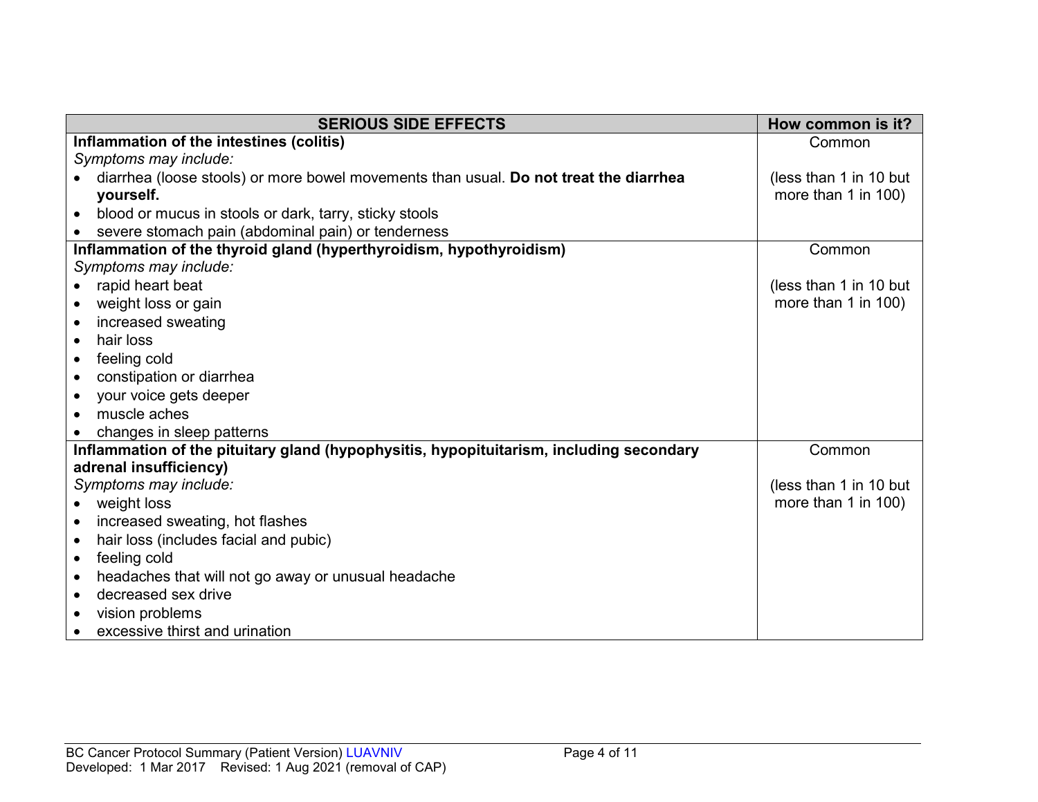| SERIOUS SIDE EFFECTS | How common is it? |
|---|---|
| **Inflammation of the intestines (colitis)**<br>*Symptoms may include:*<br>• diarrhea (loose stools) or more bowel movements than usual. **Do not treat the diarrhea yourself.**<br>• blood or mucus in stools or dark, tarry, sticky stools<br>• severe stomach pain (abdominal pain) or tenderness | Common<br><br>(less than 1 in 10 but more than 1 in 100) |
| **Inflammation of the thyroid gland (hyperthyroidism, hypothyroidism)**<br>*Symptoms may include:*<br>• rapid heart beat<br>• weight loss or gain<br>• increased sweating<br>• hair loss<br>• feeling cold<br>• constipation or diarrhea<br>• your voice gets deeper<br>• muscle aches<br>• changes in sleep patterns | Common<br><br>(less than 1 in 10 but more than 1 in 100) |
| **Inflammation of the pituitary gland (hypophysitis, hypopituitarism, including secondary adrenal insufficiency)**<br>*Symptoms may include:*<br>• weight loss<br>• increased sweating, hot flashes<br>• hair loss (includes facial and pubic)<br>• feeling cold<br>• headaches that will not go away or unusual headache<br>• decreased sex drive<br>• vision problems<br>• excessive thirst and urination | Common<br><br>(less than 1 in 10 but more than 1 in 100) |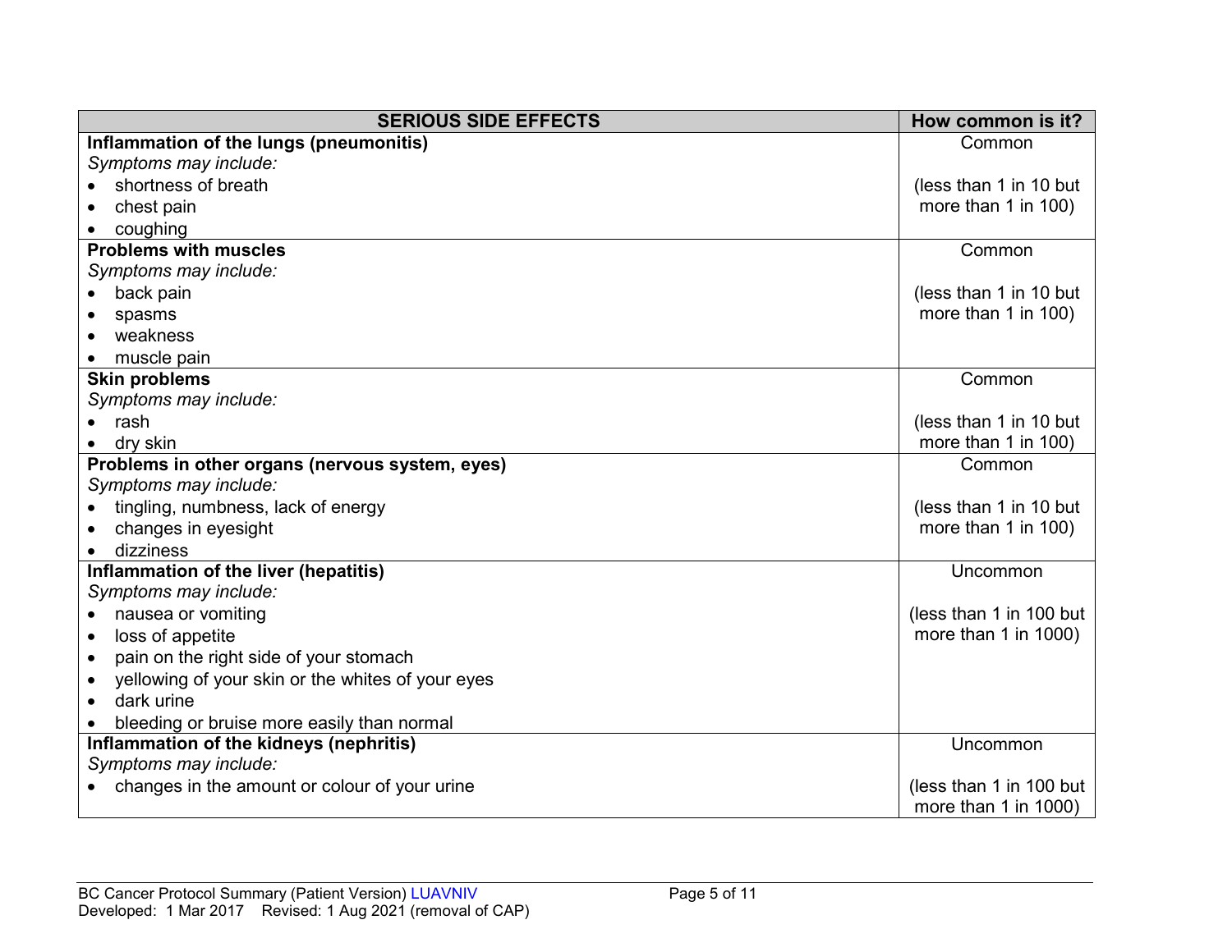| SERIOUS SIDE EFFECTS | How common is it? |
|---|---|
| **Inflammation of the lungs (pneumonitis)**<br>*Symptoms may include:*<br>• shortness of breath<br>• chest pain<br>• coughing | Common<br><br>(less than 1 in 10 but more than 1 in 100) |
| **Problems with muscles**<br>*Symptoms may include:*<br>• back pain<br>• spasms<br>• weakness<br>• muscle pain | Common<br><br>(less than 1 in 10 but more than 1 in 100) |
| **Skin problems**<br>*Symptoms may include:*<br>• rash<br>• dry skin | Common<br><br>(less than 1 in 10 but more than 1 in 100) |
| **Problems in other organs (nervous system, eyes)**<br>*Symptoms may include:*<br>• tingling, numbness, lack of energy<br>• changes in eyesight<br>• dizziness | Common<br><br>(less than 1 in 10 but more than 1 in 100) |
| **Inflammation of the liver (hepatitis)**<br>*Symptoms may include:*<br>• nausea or vomiting<br>• loss of appetite<br>• pain on the right side of your stomach<br>• yellowing of your skin or the whites of your eyes<br>• dark urine<br>• bleeding or bruise more easily than normal | Uncommon<br><br>(less than 1 in 100 but more than 1 in 1000) |
| **Inflammation of the kidneys (nephritis)**<br>*Symptoms may include:*<br>• changes in the amount or colour of your urine | Uncommon<br><br>(less than 1 in 100 but more than 1 in 1000) |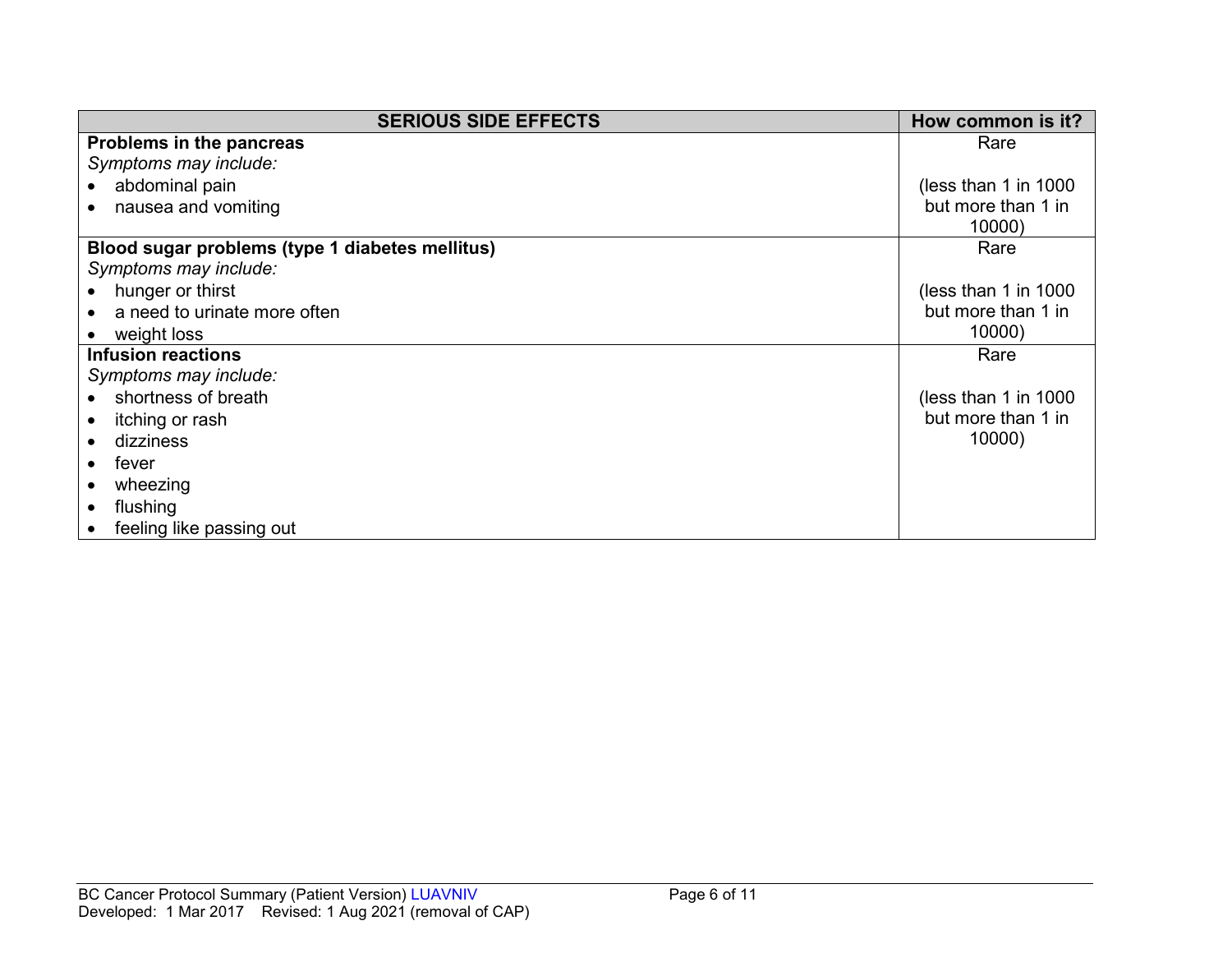| SERIOUS SIDE EFFECTS | How common is it? |
|---|---|
| **Problems in the pancreas**<br>*Symptoms may include:*<br>• abdominal pain<br>• nausea and vomiting | Rare<br><br>(less than 1 in 1000 but more than 1 in 10000) |
| **Blood sugar problems (type 1 diabetes mellitus)**<br>*Symptoms may include:*<br>• hunger or thirst<br>• a need to urinate more often<br>• weight loss | Rare<br><br>(less than 1 in 1000 but more than 1 in 10000) |
| **Infusion reactions**<br>*Symptoms may include:*<br>• shortness of breath<br>• itching or rash<br>• dizziness<br>• fever<br>• wheezing<br>• flushing<br>• feeling like passing out | Rare<br><br>(less than 1 in 1000 but more than 1 in 10000) |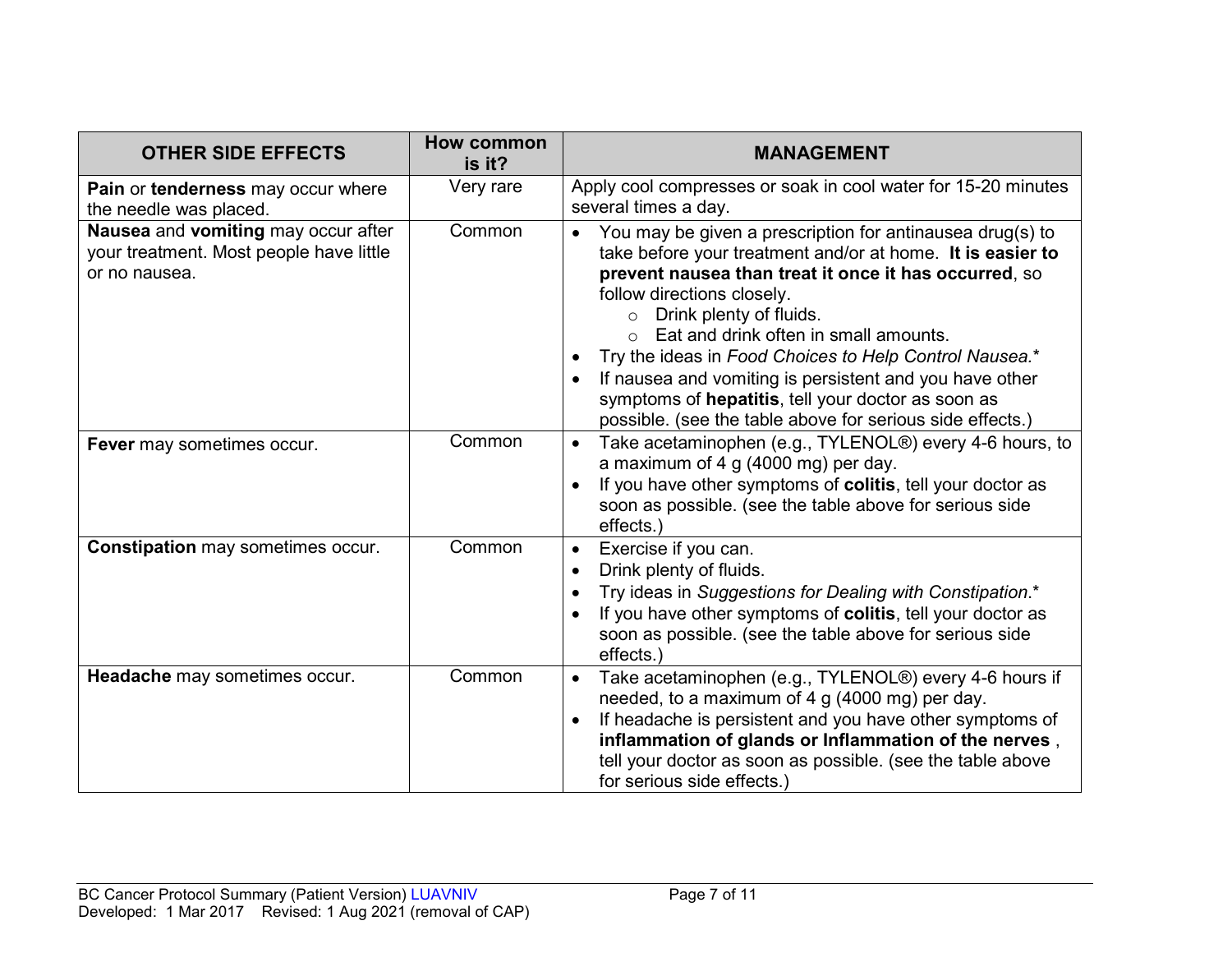| OTHER SIDE EFFECTS | How common is it? | MANAGEMENT |
|---|---|---|
| **Pain** or **tenderness** may occur where the needle was placed. | Very rare | Apply cool compresses or soak in cool water for 15-20 minutes several times a day. |
| **Nausea** and **vomiting** may occur after your treatment. Most people have little or no nausea. | Common | • You may be given a prescription for antinausea drug(s) to take before your treatment and/or at home. **It is easier to prevent nausea than treat it once it has occurred**, so follow directions closely.<br>  ○ Drink plenty of fluids.<br>  ○ Eat and drink often in small amounts.<br>• Try the ideas in *Food Choices to Help Control Nausea.**<br>• If nausea and vomiting is persistent and you have other symptoms of **hepatitis**, tell your doctor as soon as possible. (see the table above for serious side effects.) |
| **Fever** may sometimes occur. | Common | • Take acetaminophen (e.g., TYLENOL®) every 4-6 hours, to a maximum of 4 g (4000 mg) per day.<br>• If you have other symptoms of **colitis**, tell your doctor as soon as possible. (see the table above for serious side effects.) |
| **Constipation** may sometimes occur. | Common | • Exercise if you can.<br>• Drink plenty of fluids.<br>• Try ideas in *Suggestions for Dealing with Constipation.**<br>• If you have other symptoms of **colitis**, tell your doctor as soon as possible. (see the table above for serious side effects.) |
| **Headache** may sometimes occur. | Common | • Take acetaminophen (e.g., TYLENOL®) every 4-6 hours if needed, to a maximum of 4 g (4000 mg) per day.<br>• If headache is persistent and you have other symptoms of **inflammation of glands or Inflammation of the nerves** , tell your doctor as soon as possible. (see the table above for serious side effects.) |

BC Cancer Protocol Summary (Patient Version) LUAVNIV
Developed: 1 Mar 2017 Revised: 1 Aug 2021 (removal of CAP)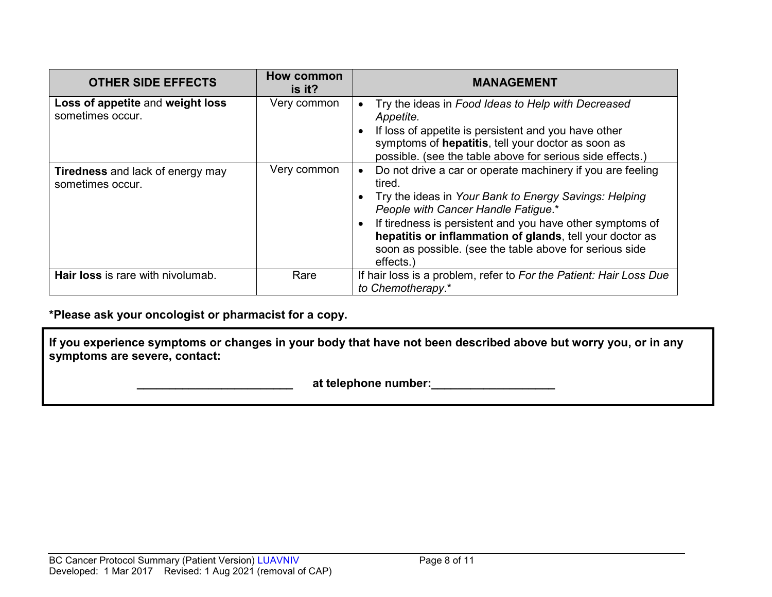| OTHER SIDE EFFECTS | How common is it? | MANAGEMENT |
|---|---|---|
| **Loss of appetite** and **weight loss** sometimes occur. | Very common | • Try the ideas in *Food Ideas to Help with Decreased Appetite.*<br>• If loss of appetite is persistent and you have other symptoms of **hepatitis**, tell your doctor as soon as possible. (see the table above for serious side effects.) |
| **Tiredness** and lack of energy may sometimes occur. | Very common | • Do not drive a car or operate machinery if you are feeling tired.<br>• Try the ideas in *Your Bank to Energy Savings: Helping People with Cancer Handle Fatigue*.*<br>• If tiredness is persistent and you have other symptoms of **hepatitis or inflammation of glands**, tell your doctor as soon as possible. (see the table above for serious side effects.) |
| **Hair loss** is rare with nivolumab. | Rare | If hair loss is a problem, refer to *For the Patient: Hair Loss Due to Chemotherapy*.* |

***Please ask your oncologist or pharmacist for a copy.**

**If you experience symptoms or changes in your body that have not been described above but worry you, or in any symptoms are severe, contact:**

**________________________ at telephone number:___________________**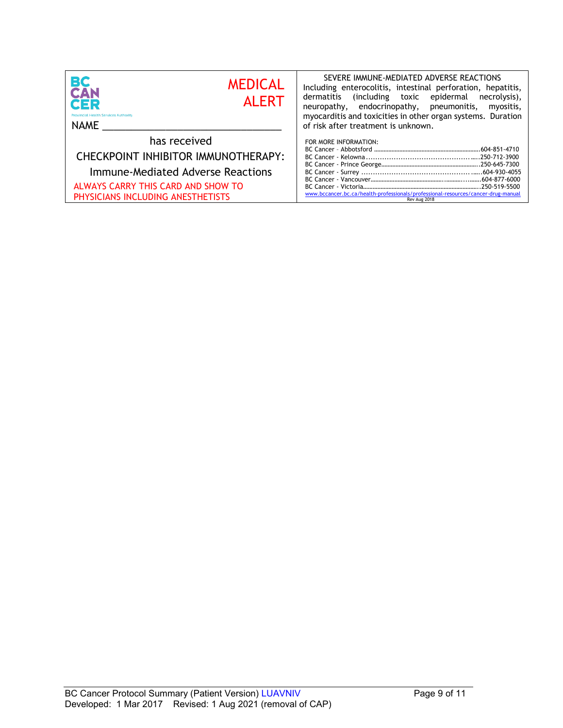BC CANCER
Provincial Health Services Authority

**MEDICAL ALERT**

NAME ________________________________

has received

CHECKPOINT INHIBITOR IMMUNOTHERAPY:

Immune-Mediated Adverse Reactions

ALWAYS CARRY THIS CARD AND SHOW TO PHYSICIANS INCLUDING ANESTHETISTS

SEVERE IMMUNE-MEDIATED ADVERSE REACTIONS

Including enterocolitis, intestinal perforation, hepatitis, dermatitis (including toxic epidermal necrolysis), neuropathy, endocrinopathy, pneumonitis, myositis, myocarditis and toxicities in other organ systems. Duration of risk after treatment is unknown.

FOR MORE INFORMATION:

BC Cancer - Abbotsford ....................................................................604-851-4710
BC Cancer - Kelowna ..............................................................250-712-3900
BC Cancer - Prince George...................................................................250-645-7300
BC Cancer - Surrey ..............................................................604-930-4055
BC Cancer - Vancouver.........................................................................604-877-6000
BC Cancer - Victoria.............................................................................250-519-5500

www.bccancer.bc.ca/health-professionals/professional-resources/cancer-drug-manual

Rev Aug 2018

BC Cancer Protocol Summary (Patient Version) LUAVNIV
Developed: 1 Mar 2017 Revised: 1 Aug 2021 (removal of CAP)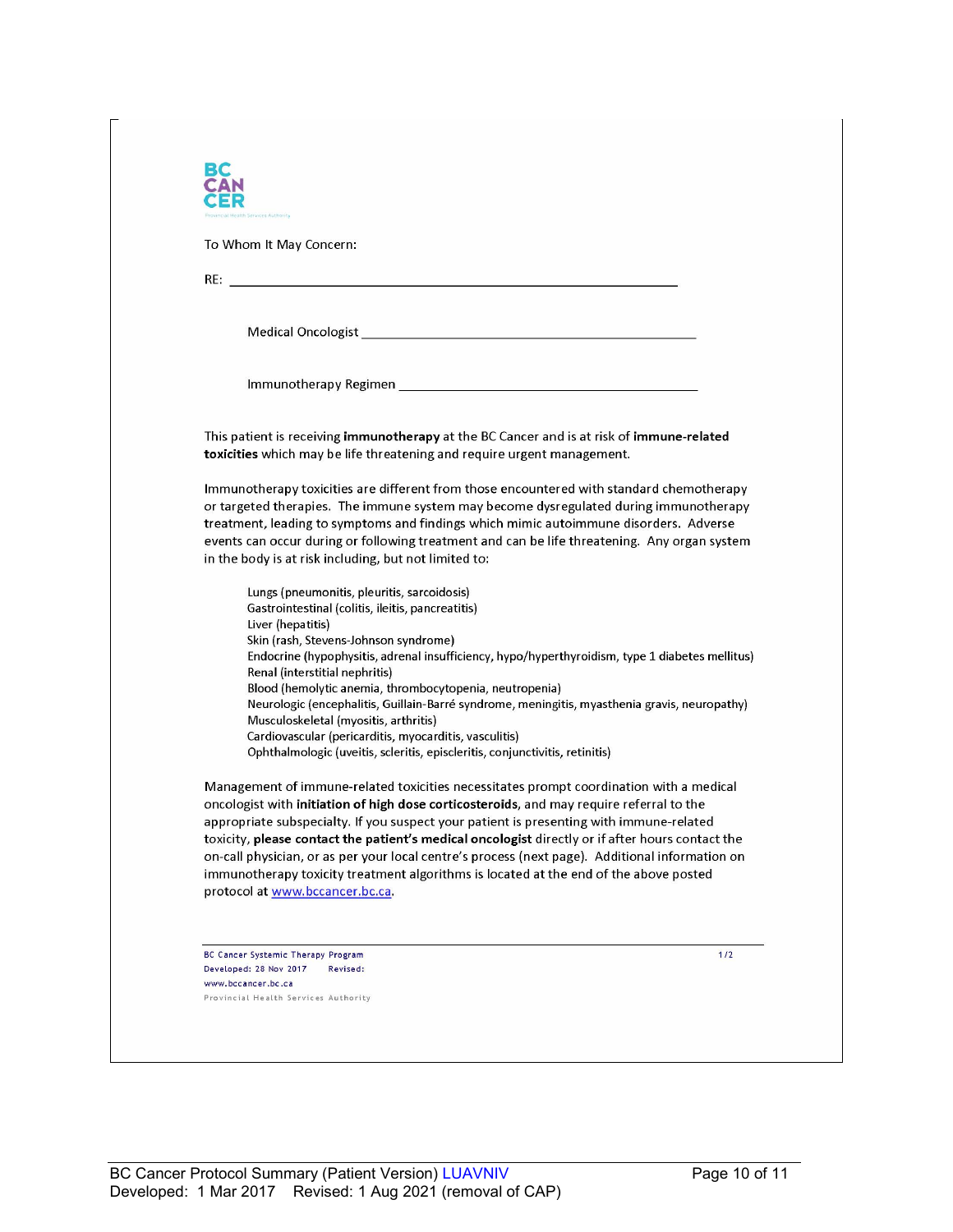BC CANCER

To Whom It May Concern:

RE: ______________________________________________

Medical Oncologist ______________________________________

Immunotherapy Regimen ___________________________________

This patient is receiving **immunotherapy** at the BC Cancer and is at risk of **immune-related toxicities** which may be life threatening and require urgent management.

Immunotherapy toxicities are different from those encountered with standard chemotherapy or targeted therapies. The immune system may become dysregulated during immunotherapy treatment, leading to symptoms and findings which mimic autoimmune disorders. Adverse events can occur during or following treatment and can be life threatening. Any organ system in the body is at risk including, but not limited to:

- Lungs (pneumonitis, pleuritis, sarcoidosis)
- Gastrointestinal (colitis, ileitis, pancreatitis)
- Liver (hepatitis)
- Skin (rash, Stevens-Johnson syndrome)
- Endocrine (hypophysitis, adrenal insufficiency, hypo/hyperthyroidism, type 1 diabetes mellitus)
- Renal (interstitial nephritis)
- Blood (hemolytic anemia, thrombocytopenia, neutropenia)
- Neurologic (encephalitis, Guillain-Barré syndrome, meningitis, myasthenia gravis, neuropathy)
- Musculoskeletal (myositis, arthritis)
- Cardiovascular (pericarditis, myocarditis, vasculitis)
- Ophthalmologic (uveitis, scleritis, episcleritis, conjunctivitis, retinitis)

Management of immune-related toxicities necessitates prompt coordination with a medical oncologist with **initiation of high dose corticosteroids**, and may require referral to the appropriate subspecialty. If you suspect your patient is presenting with immune-related toxicity, **please contact the patient's medical oncologist** directly or if after hours contact the on-call physician, or as per your local centre's process (next page). Additional information on immunotherapy toxicity treatment algorithms is located at the end of the above posted protocol at www.bccancer.bc.ca.

BC Cancer Systemic Therapy Program
Developed: 28 Nov 2017 Revised:
www.bccancer.bc.ca
Provincial Health Services Authority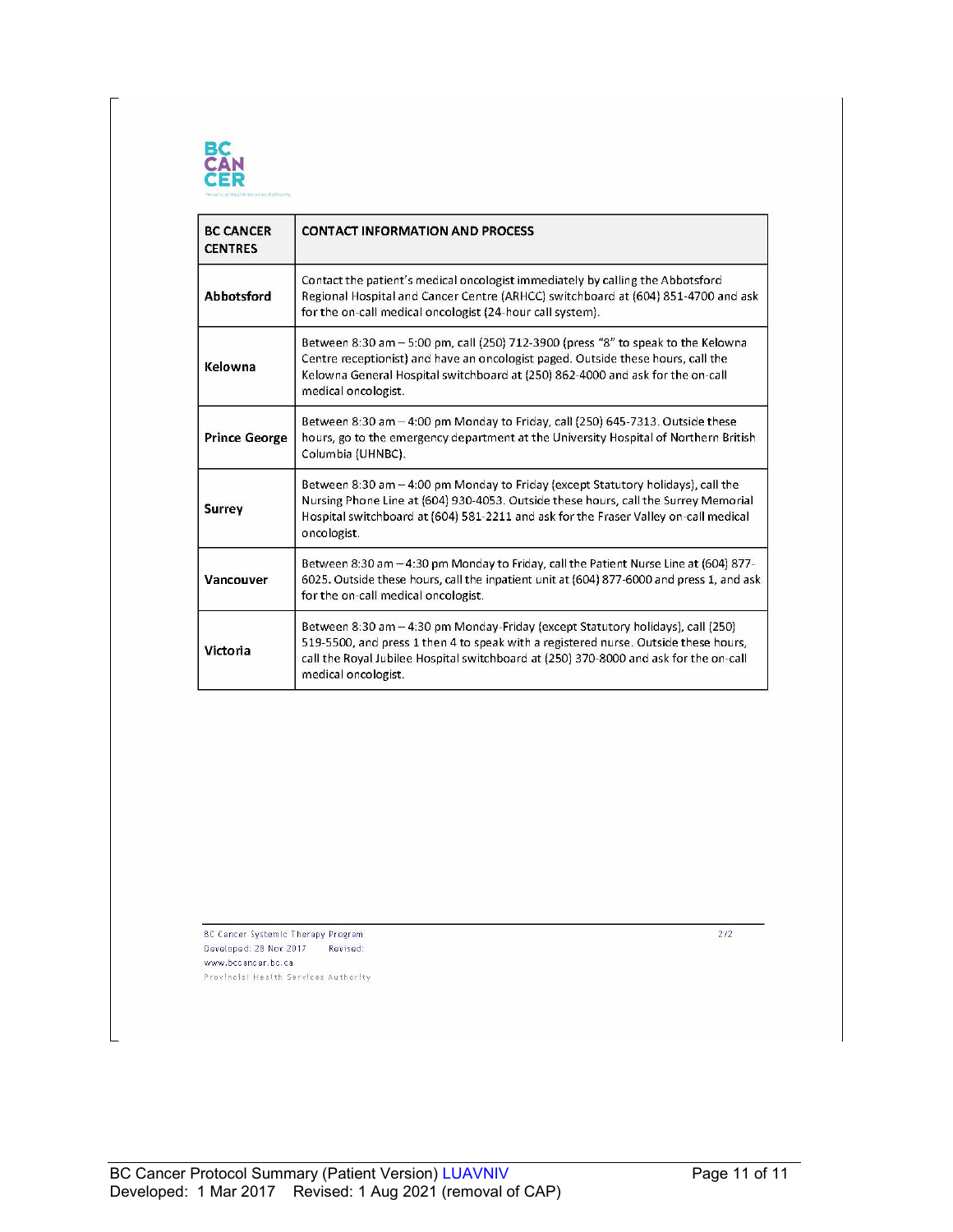| BC CANCER CENTRES | CONTACT INFORMATION AND PROCESS |
|---|---|
| Abbotsford | Contact the patient's medical oncologist immediately by calling the Abbotsford Regional Hospital and Cancer Centre (ARHCC) switchboard at (604) 851-4700 and ask for the on-call medical oncologist (24-hour call system). |
| Kelowna | Between 8:30 am – 5:00 pm, call (250) 712-3900 (press "8" to speak to the Kelowna Centre receptionist) and have an oncologist paged. Outside these hours, call the Kelowna General Hospital switchboard at (250) 862-4000 and ask for the on-call medical oncologist. |
| Prince George | Between 8:30 am – 4:00 pm Monday to Friday, call (250) 645-7313. Outside these hours, go to the emergency department at the University Hospital of Northern British Columbia (UHNBC). |
| Surrey | Between 8:30 am – 4:00 pm Monday to Friday (except Statutory holidays), call the Nursing Phone Line at (604) 930-4053. Outside these hours, call the Surrey Memorial Hospital switchboard at (604) 581-2211 and ask for the Fraser Valley on-call medical oncologist. |
| Vancouver | Between 8:30 am – 4:30 pm Monday to Friday, call the Patient Nurse Line at (604) 877-6025. Outside these hours, call the inpatient unit at (604) 877-6000 and press 1, and ask for the on-call medical oncologist. |
| Victoria | Between 8:30 am – 4:30 pm Monday-Friday (except Statutory holidays), call (250) 519-5500, and press 1 then 4 to speak with a registered nurse. Outside these hours, call the Royal Jubilee Hospital switchboard at (250) 370-8000 and ask for the on-call medical oncologist. |

BC Cancer Systemic Therapy Program
Developed: 28 Nov 2017 Revised:
www.bccancer.bc.ca
Provincial Health Services Authority